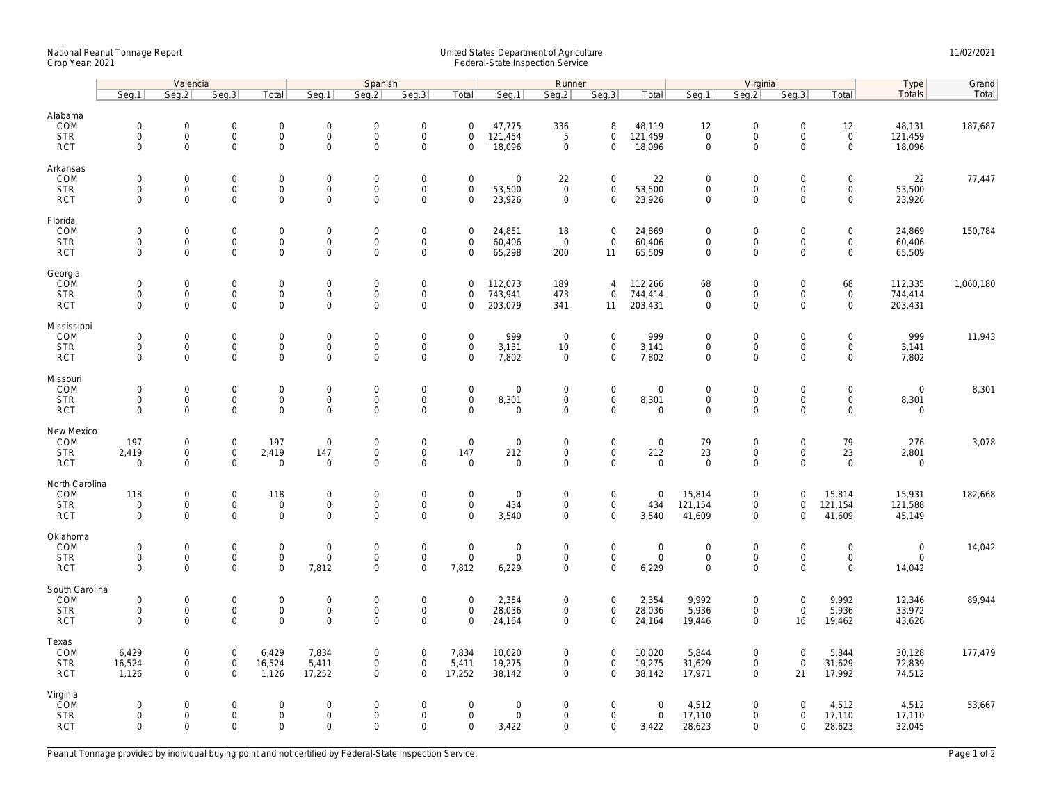National Peanut Tonnage Report
Crop Year: 2021

United States Department of Agriculture
Federal-State Inspection Service

11/02/2021

| | Valencia | | | | Spanish | | | | Runner | | | | Virginia | | | | Type | Grand |
|---|---|---|---|---|---|---|---|---|---|---|---|---|---|---|---|---|---|---|
| | Seg.1 | Seg.2 | Seg.3 | Total | Seg.1 | Seg.2 | Seg.3 | Total | Seg.1 | Seg.2 | Seg.3 | Total | Seg.1 | Seg.2 | Seg.3 | Total | Totals | Total |
| **Alabama** | | | | | | | | | | | | | | | | | | |
| COM | 0 | 0 | 0 | 0 | 0 | 0 | 0 | 0 | 47,775 | 336 | 8 | 48,119 | 12 | 0 | 0 | 12 | 48,131 | 187,687 |
| STR | 0 | 0 | 0 | 0 | 0 | 0 | 0 | 0 | 121,454 | 5 | 0 | 121,459 | 0 | 0 | 0 | 0 | 121,459 | |
| RCT | 0 | 0 | 0 | 0 | 0 | 0 | 0 | 0 | 18,096 | 0 | 0 | 18,096 | 0 | 0 | 0 | 0 | 18,096 | |
| **Arkansas** | | | | | | | | | | | | | | | | | | |
| COM | 0 | 0 | 0 | 0 | 0 | 0 | 0 | 0 | 0 | 22 | 0 | 22 | 0 | 0 | 0 | 0 | 22 | 77,447 |
| STR | 0 | 0 | 0 | 0 | 0 | 0 | 0 | 0 | 53,500 | 0 | 0 | 53,500 | 0 | 0 | 0 | 0 | 53,500 | |
| RCT | 0 | 0 | 0 | 0 | 0 | 0 | 0 | 0 | 23,926 | 0 | 0 | 23,926 | 0 | 0 | 0 | 0 | 23,926 | |
| **Florida** | | | | | | | | | | | | | | | | | | |
| COM | 0 | 0 | 0 | 0 | 0 | 0 | 0 | 0 | 24,851 | 18 | 0 | 24,869 | 0 | 0 | 0 | 0 | 24,869 | 150,784 |
| STR | 0 | 0 | 0 | 0 | 0 | 0 | 0 | 0 | 60,406 | 0 | 0 | 60,406 | 0 | 0 | 0 | 0 | 60,406 | |
| RCT | 0 | 0 | 0 | 0 | 0 | 0 | 0 | 0 | 65,298 | 200 | 11 | 65,509 | 0 | 0 | 0 | 0 | 65,509 | |
| **Georgia** | | | | | | | | | | | | | | | | | | |
| COM | 0 | 0 | 0 | 0 | 0 | 0 | 0 | 0 | 112,073 | 189 | 4 | 112,266 | 68 | 0 | 0 | 68 | 112,335 | 1,060,180 |
| STR | 0 | 0 | 0 | 0 | 0 | 0 | 0 | 0 | 743,941 | 473 | 0 | 744,414 | 0 | 0 | 0 | 0 | 744,414 | |
| RCT | 0 | 0 | 0 | 0 | 0 | 0 | 0 | 0 | 203,079 | 341 | 11 | 203,431 | 0 | 0 | 0 | 0 | 203,431 | |
| **Mississippi** | | | | | | | | | | | | | | | | | | |
| COM | 0 | 0 | 0 | 0 | 0 | 0 | 0 | 0 | 999 | 0 | 0 | 999 | 0 | 0 | 0 | 0 | 999 | 11,943 |
| STR | 0 | 0 | 0 | 0 | 0 | 0 | 0 | 0 | 3,131 | 10 | 0 | 3,141 | 0 | 0 | 0 | 0 | 3,141 | |
| RCT | 0 | 0 | 0 | 0 | 0 | 0 | 0 | 0 | 7,802 | 0 | 0 | 7,802 | 0 | 0 | 0 | 0 | 7,802 | |
| **Missouri** | | | | | | | | | | | | | | | | | | |
| COM | 0 | 0 | 0 | 0 | 0 | 0 | 0 | 0 | 0 | 0 | 0 | 0 | 0 | 0 | 0 | 0 | 0 | 8,301 |
| STR | 0 | 0 | 0 | 0 | 0 | 0 | 0 | 0 | 8,301 | 0 | 0 | 8,301 | 0 | 0 | 0 | 0 | 8,301 | |
| RCT | 0 | 0 | 0 | 0 | 0 | 0 | 0 | 0 | 0 | 0 | 0 | 0 | 0 | 0 | 0 | 0 | 0 | |
| **New Mexico** | | | | | | | | | | | | | | | | | | |
| COM | 197 | 0 | 0 | 197 | 0 | 0 | 0 | 0 | 0 | 0 | 0 | 0 | 79 | 0 | 0 | 79 | 276 | 3,078 |
| STR | 2,419 | 0 | 0 | 2,419 | 147 | 0 | 0 | 147 | 212 | 0 | 0 | 212 | 23 | 0 | 0 | 23 | 2,801 | |
| RCT | 0 | 0 | 0 | 0 | 0 | 0 | 0 | 0 | 0 | 0 | 0 | 0 | 0 | 0 | 0 | 0 | 0 | |
| **North Carolina** | | | | | | | | | | | | | | | | | | |
| COM | 118 | 0 | 0 | 118 | 0 | 0 | 0 | 0 | 0 | 0 | 0 | 0 | 15,814 | 0 | 0 | 15,814 | 15,931 | 182,668 |
| STR | 0 | 0 | 0 | 0 | 0 | 0 | 0 | 0 | 434 | 0 | 0 | 434 | 121,154 | 0 | 0 | 121,154 | 121,588 | |
| RCT | 0 | 0 | 0 | 0 | 0 | 0 | 0 | 0 | 3,540 | 0 | 0 | 3,540 | 41,609 | 0 | 0 | 41,609 | 45,149 | |
| **Oklahoma** | | | | | | | | | | | | | | | | | | |
| COM | 0 | 0 | 0 | 0 | 0 | 0 | 0 | 0 | 0 | 0 | 0 | 0 | 0 | 0 | 0 | 0 | 0 | 14,042 |
| STR | 0 | 0 | 0 | 0 | 0 | 0 | 0 | 0 | 0 | 0 | 0 | 0 | 0 | 0 | 0 | 0 | 0 | |
| RCT | 0 | 0 | 0 | 0 | 7,812 | 0 | 0 | 7,812 | 6,229 | 0 | 0 | 6,229 | 0 | 0 | 0 | 0 | 14,042 | |
| **South Carolina** | | | | | | | | | | | | | | | | | | |
| COM | 0 | 0 | 0 | 0 | 0 | 0 | 0 | 0 | 2,354 | 0 | 0 | 2,354 | 9,992 | 0 | 0 | 9,992 | 12,346 | 89,944 |
| STR | 0 | 0 | 0 | 0 | 0 | 0 | 0 | 0 | 28,036 | 0 | 0 | 28,036 | 5,936 | 0 | 0 | 5,936 | 33,972 | |
| RCT | 0 | 0 | 0 | 0 | 0 | 0 | 0 | 0 | 24,164 | 0 | 0 | 24,164 | 19,446 | 0 | 16 | 19,462 | 43,626 | |
| **Texas** | | | | | | | | | | | | | | | | | | |
| COM | 6,429 | 0 | 0 | 6,429 | 7,834 | 0 | 0 | 7,834 | 10,020 | 0 | 0 | 10,020 | 5,844 | 0 | 0 | 5,844 | 30,128 | 177,479 |
| STR | 16,524 | 0 | 0 | 16,524 | 5,411 | 0 | 0 | 5,411 | 19,275 | 0 | 0 | 19,275 | 31,629 | 0 | 0 | 31,629 | 72,839 | |
| RCT | 1,126 | 0 | 0 | 1,126 | 17,252 | 0 | 0 | 17,252 | 38,142 | 0 | 0 | 38,142 | 17,971 | 0 | 21 | 17,992 | 74,512 | |
| **Virginia** | | | | | | | | | | | | | | | | | | |
| COM | 0 | 0 | 0 | 0 | 0 | 0 | 0 | 0 | 0 | 0 | 0 | 0 | 4,512 | 0 | 0 | 4,512 | 4,512 | 53,667 |
| STR | 0 | 0 | 0 | 0 | 0 | 0 | 0 | 0 | 0 | 0 | 0 | 0 | 17,110 | 0 | 0 | 17,110 | 17,110 | |
| RCT | 0 | 0 | 0 | 0 | 0 | 0 | 0 | 0 | 3,422 | 0 | 0 | 3,422 | 28,623 | 0 | 0 | 28,623 | 32,045 | |

Peanut Tonnage provided by individual buying point and not certified by Federal-State Inspection Service.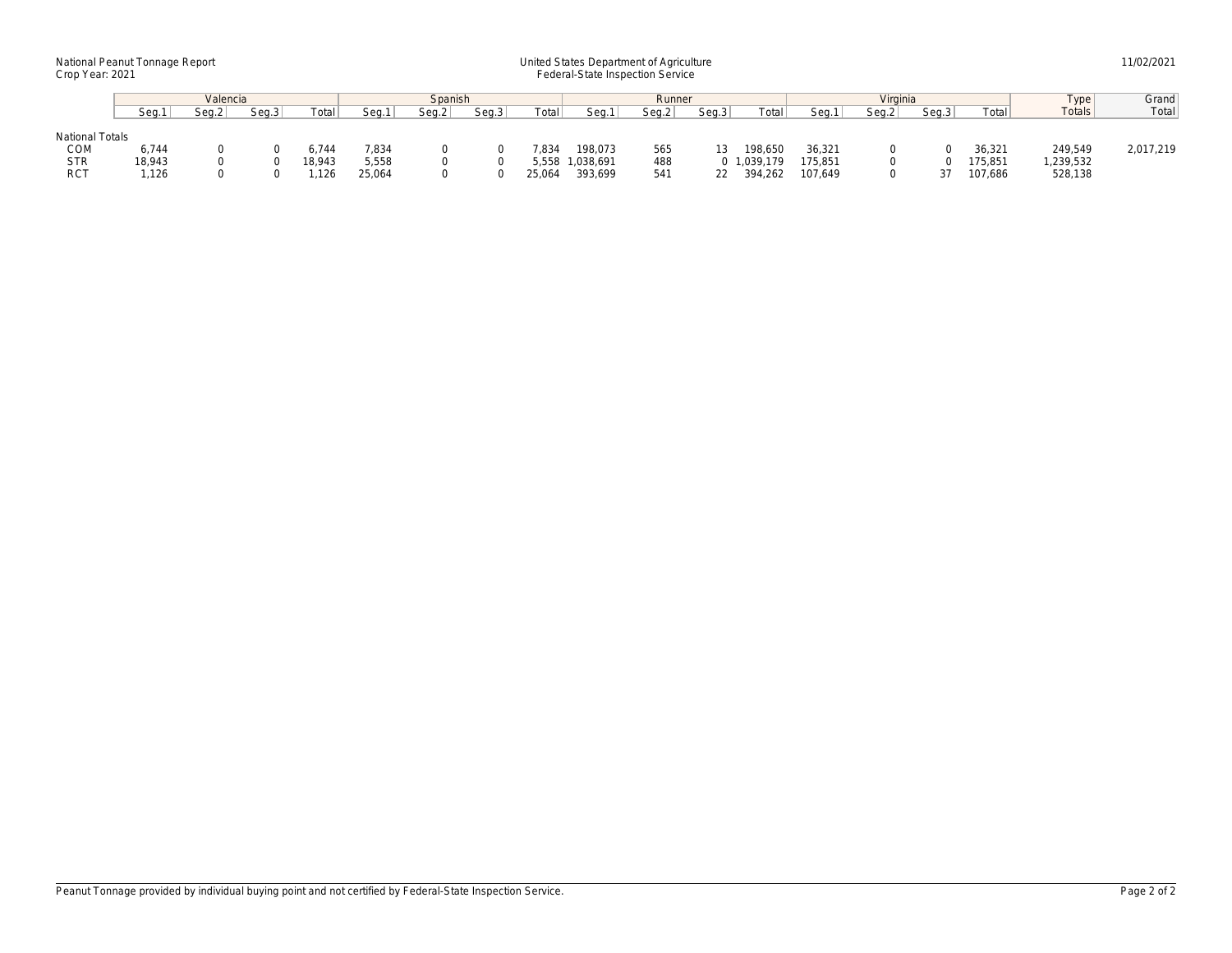National Peanut Tonnage Report
Crop Year: 2021

United States Department of Agriculture
Federal-State Inspection Service

11/02/2021

| | Valencia | | | | Spanish | | | | Runner | | | | Virginia | | | | Type | Grand |
|---|---|---|---|---|---|---|---|---|---|---|---|---|---|---|---|---|---|---|
| | Seg.1 | Seg.2 | Seg.3 | Total | Seg.1 | Seg.2 | Seg.3 | Total | Seg.1 | Seg.2 | Seg.3 | Total | Seg.1 | Seg.2 | Seg.3 | Total | Totals | Total |
| National Totals | | | | | | | | | | | | | | | | | | |
| COM | 6,744 | 0 | 0 | 6,744 | 7,834 | 0 | 0 | 7,834 | 198,073 | 565 | 13 | 198,650 | 36,321 | 0 | 0 | 36,321 | 249,549 | 2,017,219 |
| STR | 18,943 | 0 | 0 | 18,943 | 5,558 | 0 | 0 | 5,558 | 1,038,691 | 488 | 0 | 1,039,179 | 175,851 | 0 | 0 | 175,851 | 1,239,532 | |
| RCT | 1,126 | 0 | 0 | 1,126 | 25,064 | 0 | 0 | 25,064 | 393,699 | 541 | 22 | 394,262 | 107,649 | 0 | 37 | 107,686 | 528,138 | |

Peanut Tonnage provided by individual buying point and not certified by Federal-State Inspection Service.